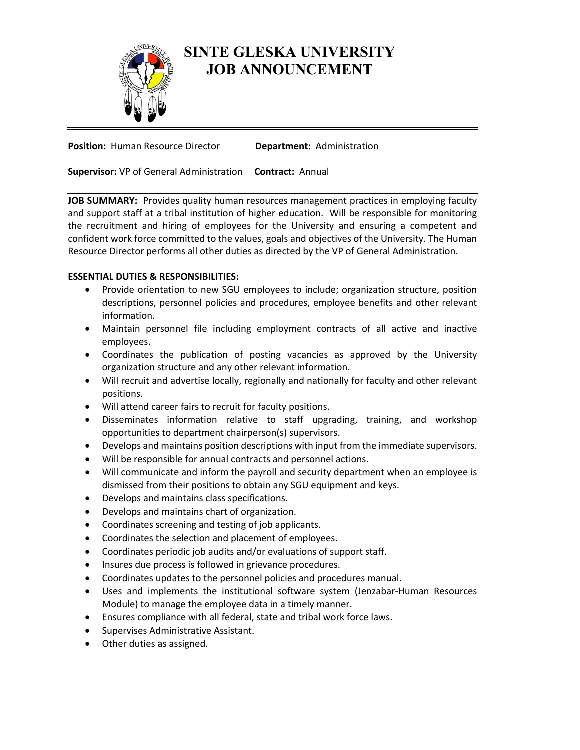# SINTE GLESKA UNIVERSITY
# JOB ANNOUNCEMENT

**Position:** Human Resource Director **Department:** Administration

**Supervisor:** VP of General Administration **Contract:** Annual

**JOB SUMMARY:** Provides quality human resources management practices in employing faculty and support staff at a tribal institution of higher education. Will be responsible for monitoring the recruitment and hiring of employees for the University and ensuring a competent and confident work force committed to the values, goals and objectives of the University. The Human Resource Director performs all other duties as directed by the VP of General Administration.

**ESSENTIAL DUTIES & RESPONSIBILITIES:**

- Provide orientation to new SGU employees to include; organization structure, position descriptions, personnel policies and procedures, employee benefits and other relevant information.
- Maintain personnel file including employment contracts of all active and inactive employees.
- Coordinates the publication of posting vacancies as approved by the University organization structure and any other relevant information.
- Will recruit and advertise locally, regionally and nationally for faculty and other relevant positions.
- Will attend career fairs to recruit for faculty positions.
- Disseminates information relative to staff upgrading, training, and workshop opportunities to department chairperson(s) supervisors.
- Develops and maintains position descriptions with input from the immediate supervisors.
- Will be responsible for annual contracts and personnel actions.
- Will communicate and inform the payroll and security department when an employee is dismissed from their positions to obtain any SGU equipment and keys.
- Develops and maintains class specifications.
- Develops and maintains chart of organization.
- Coordinates screening and testing of job applicants.
- Coordinates the selection and placement of employees.
- Coordinates periodic job audits and/or evaluations of support staff.
- Insures due process is followed in grievance procedures.
- Coordinates updates to the personnel policies and procedures manual.
- Uses and implements the institutional software system (Jenzabar-Human Resources Module) to manage the employee data in a timely manner.
- Ensures compliance with all federal, state and tribal work force laws.
- Supervises Administrative Assistant.
- Other duties as assigned.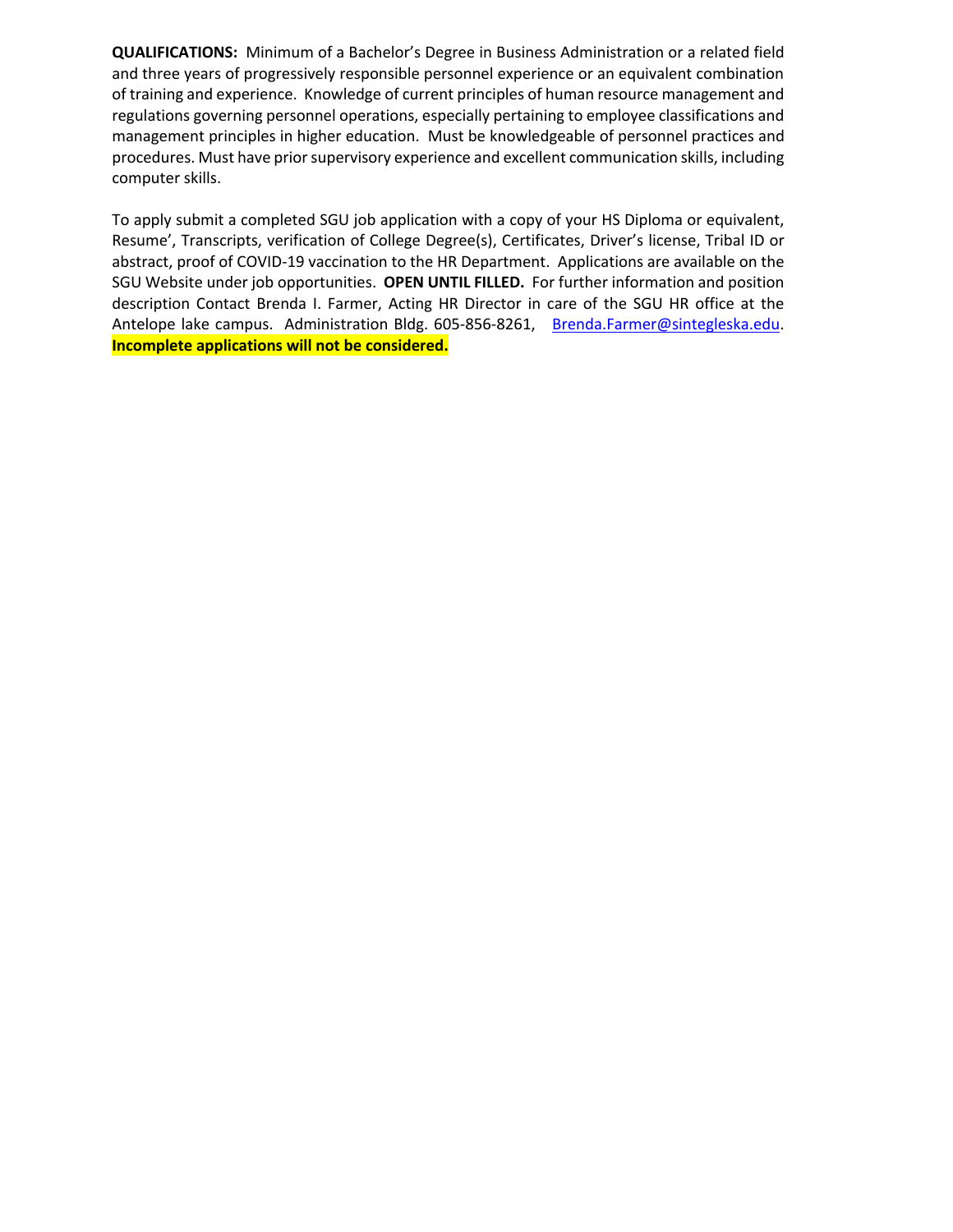**QUALIFICATIONS:** Minimum of a Bachelor's Degree in Business Administration or a related field and three years of progressively responsible personnel experience or an equivalent combination of training and experience. Knowledge of current principles of human resource management and regulations governing personnel operations, especially pertaining to employee classifications and management principles in higher education. Must be knowledgeable of personnel practices and procedures. Must have prior supervisory experience and excellent communication skills, including computer skills.

To apply submit a completed SGU job application with a copy of your HS Diploma or equivalent, Resume', Transcripts, verification of College Degree(s), Certificates, Driver's license, Tribal ID or abstract, proof of COVID-19 vaccination to the HR Department. Applications are available on the SGU Website under job opportunities. **OPEN UNTIL FILLED.** For further information and position description Contact Brenda I. Farmer, Acting HR Director in care of the SGU HR office at the Antelope lake campus. Administration Bldg. 605-856-8261, Brenda.Farmer@sintegleska.edu. **Incomplete applications will not be considered.**